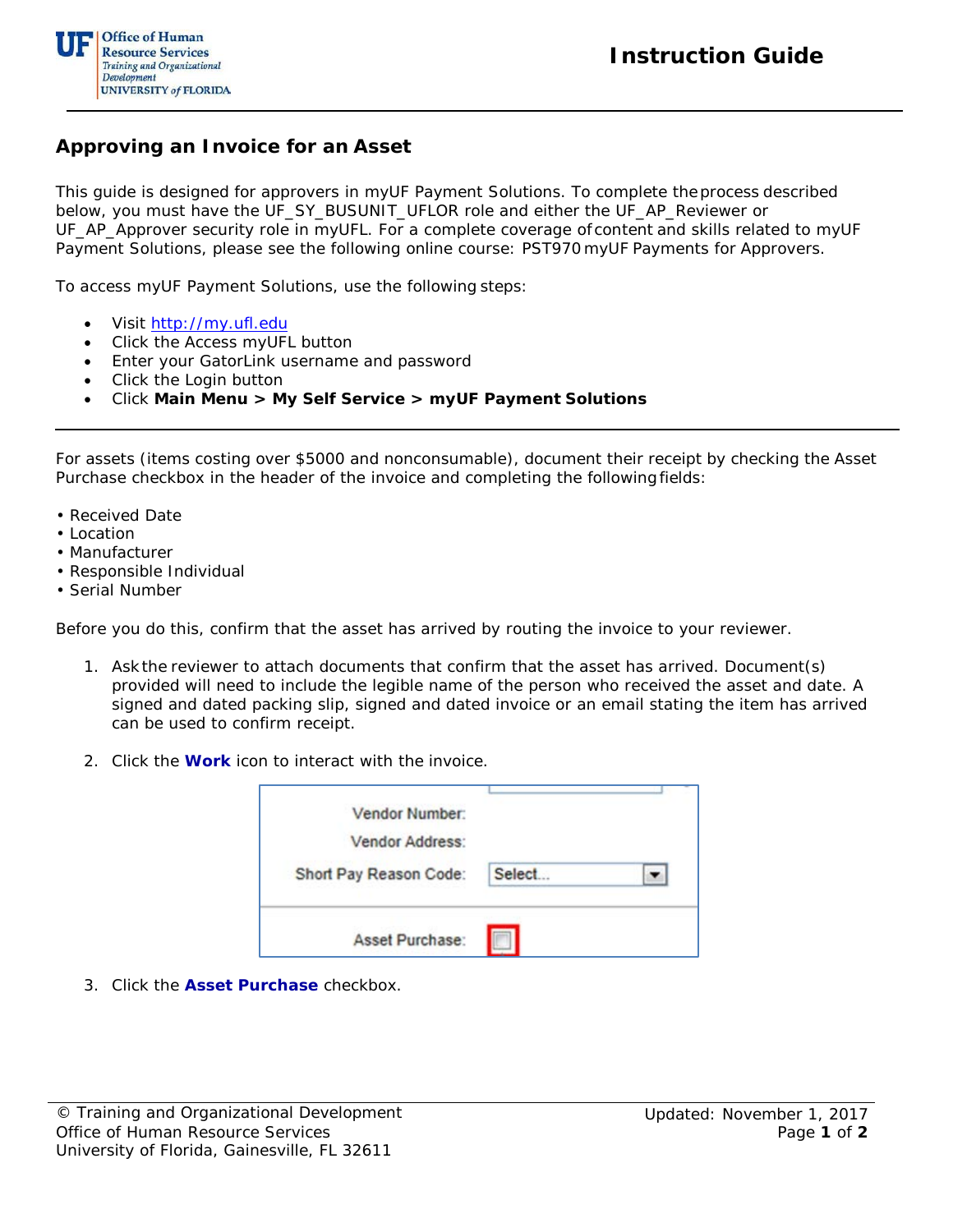# Approving an Invoice for an Asset

This guide is designed for approvers in myUF Payment Solutions. To complete the process described below, you must have the UF_SY_BUSUNIT_UFLOR role and either the UF_AP_Reviewer or UF_AP_Approver security role in myUFL. For a complete coverage of content and skills related to myUF Payment Solutions, please see the following online course: PST970 myUF Payments for Approvers.

To access myUF Payment Solutions, use the following steps:

- Visit http://my.ufl.edu
- Click the Access myUFL button
- Enter your GatorLink username and password
- Click the Login button
- Click **Main Menu > My Self Service > myUF Payment Solutions**

---

For assets (items costing over $5000 and nonconsumable), document their receipt by checking the Asset Purchase checkbox in the header of the invoice and completing the following fields:

- Received Date
- Location
- Manufacturer
- Responsible Individual
- Serial Number

Before you do this, confirm that the asset has arrived by routing the invoice to your reviewer.

1. Ask the reviewer to attach documents that confirm that the asset has arrived. Document(s) provided will need to include the legible name of the person who received the asset and date. A signed and dated packing slip, signed and dated invoice or an email stating the item has arrived can be used to confirm receipt.

2. Click the **Work** icon to interact with the invoice.

   Vendor Number:
   Vendor Address:
   Short Pay Reason Code: Select...
   Asset Purchase: ☐

3. Click the **Asset Purchase** checkbox.

© Training and Organizational Development
Office of Human Resource Services
University of Florida, Gainesville, FL 32611

Updated: November 1, 2017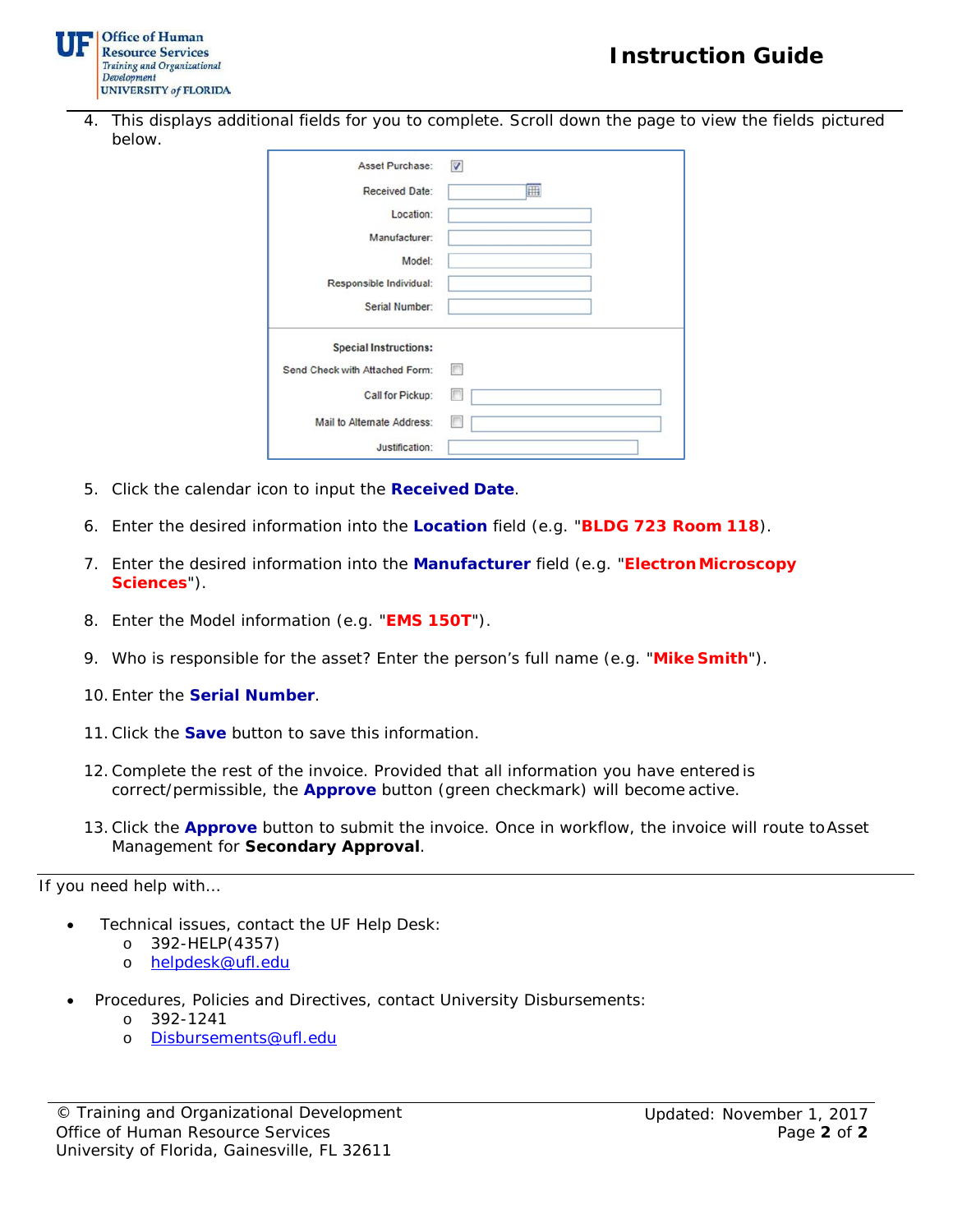4. This displays additional fields for you to complete. Scroll down the page to view the fields pictured below.

Asset Purchase:
Received Date:
Location:
Manufacturer:
Model:
Responsible Individual:
Serial Number:

Special Instructions:
Send Check with Attached Form:
Call for Pickup:
Mail to Alternate Address:
Justification:

5. Click the calendar icon to input the **Received Date**.

6. Enter the desired information into the **Location** field (e.g. "**BLDG 723 Room 118**).

7. Enter the desired information into the **Manufacturer** field (e.g. "**Electron Microscopy Sciences**").

8. Enter the Model information (e.g. "**EMS 150T**").

9. Who is responsible for the asset? Enter the person's full name (e.g. "**Mike Smith**").

10. Enter the **Serial Number**.

11. Click the **Save** button to save this information.

12. Complete the rest of the invoice. Provided that all information you have entered is correct/permissible, the **Approve** button (green checkmark) will become active.

13. Click the **Approve** button to submit the invoice. Once in workflow, the invoice will route to Asset Management for **Secondary Approval**.

If you need help with…

- Technical issues, contact the UF Help Desk:
  - 392-HELP(4357)
  - helpdesk@ufl.edu
- Procedures, Policies and Directives, contact University Disbursements:
  - 392-1241
  - Disbursements@ufl.edu

© Training and Organizational Development
Office of Human Resource Services
University of Florida, Gainesville, FL 32611

Updated: November 1, 2017